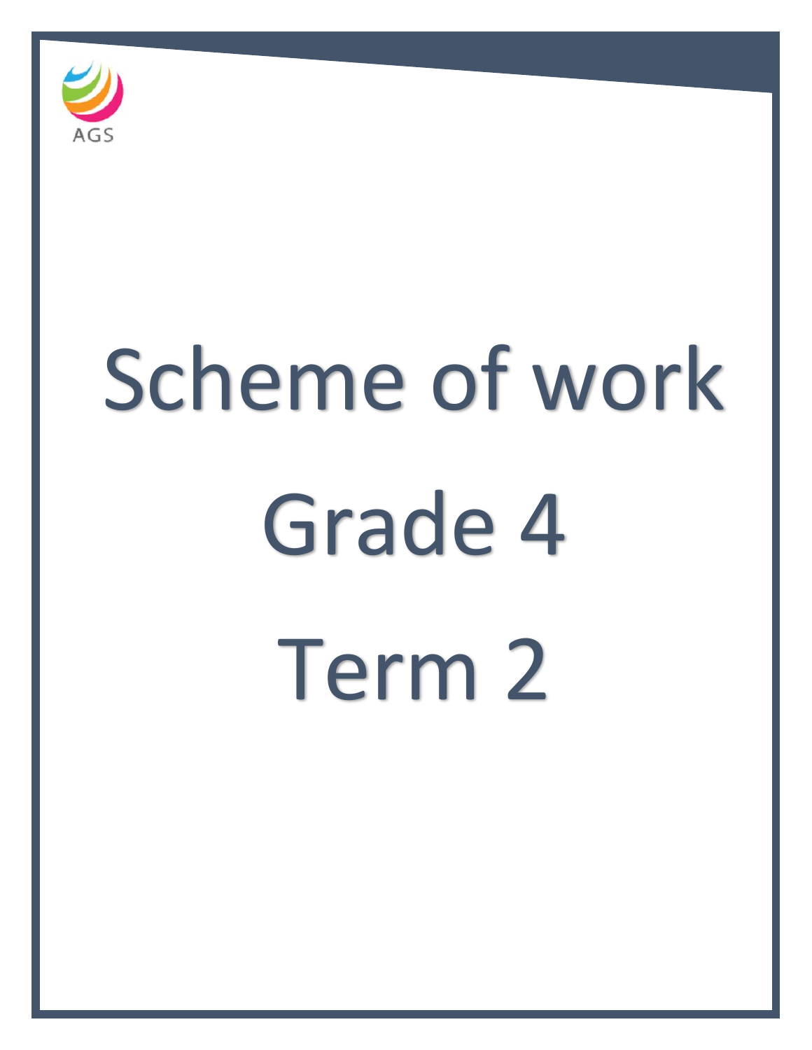AGS

# Scheme of work

# Grade 4

# Term 2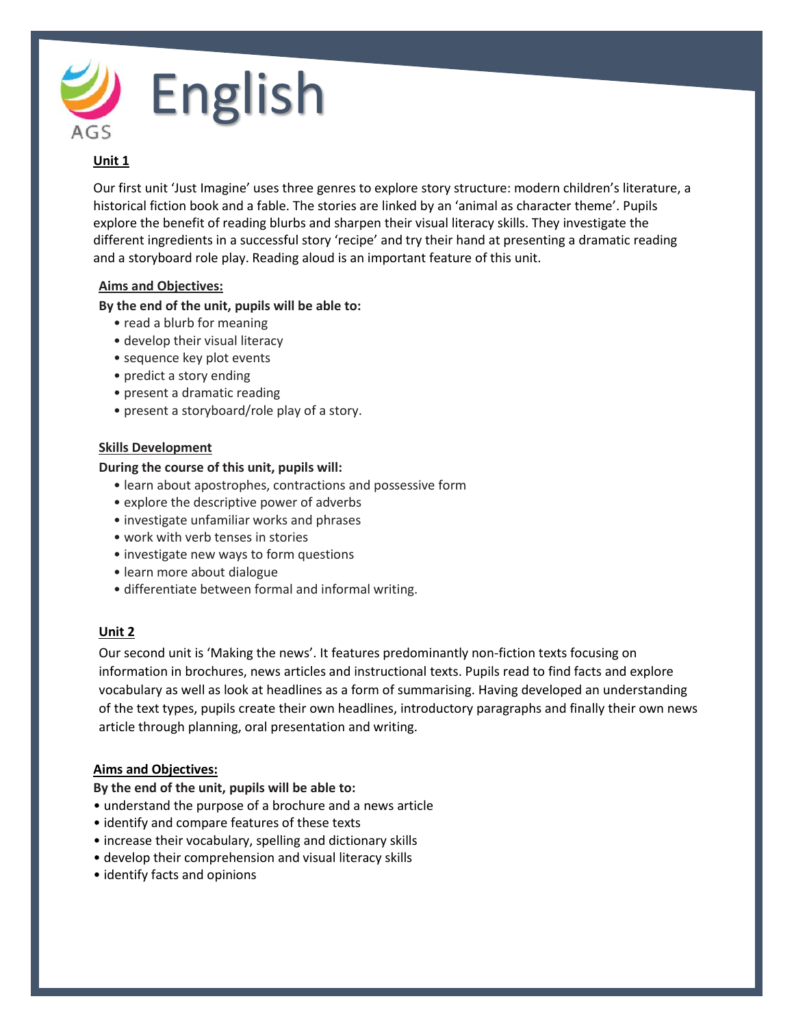# English

**Unit 1**

Our first unit 'Just Imagine' uses three genres to explore story structure: modern children's literature, a historical fiction book and a fable. The stories are linked by an 'animal as character theme'. Pupils explore the benefit of reading blurbs and sharpen their visual literacy skills. They investigate the different ingredients in a successful story 'recipe' and try their hand at presenting a dramatic reading and a storyboard role play. Reading aloud is an important feature of this unit.

**Aims and Objectives:**

**By the end of the unit, pupils will be able to:**

- read a blurb for meaning
- develop their visual literacy
- sequence key plot events
- predict a story ending
- present a dramatic reading
- present a storyboard/role play of a story.

**Skills Development**

**During the course of this unit, pupils will:**

- learn about apostrophes, contractions and possessive form
- explore the descriptive power of adverbs
- investigate unfamiliar works and phrases
- work with verb tenses in stories
- investigate new ways to form questions
- learn more about dialogue
- differentiate between formal and informal writing.

**Unit 2**

Our second unit is 'Making the news'. It features predominantly non-fiction texts focusing on information in brochures, news articles and instructional texts. Pupils read to find facts and explore vocabulary as well as look at headlines as a form of summarising. Having developed an understanding of the text types, pupils create their own headlines, introductory paragraphs and finally their own news article through planning, oral presentation and writing.

**Aims and Objectives:**

**By the end of the unit, pupils will be able to:**

- understand the purpose of a brochure and a news article
- identify and compare features of these texts
- increase their vocabulary, spelling and dictionary skills
- develop their comprehension and visual literacy skills
- identify facts and opinions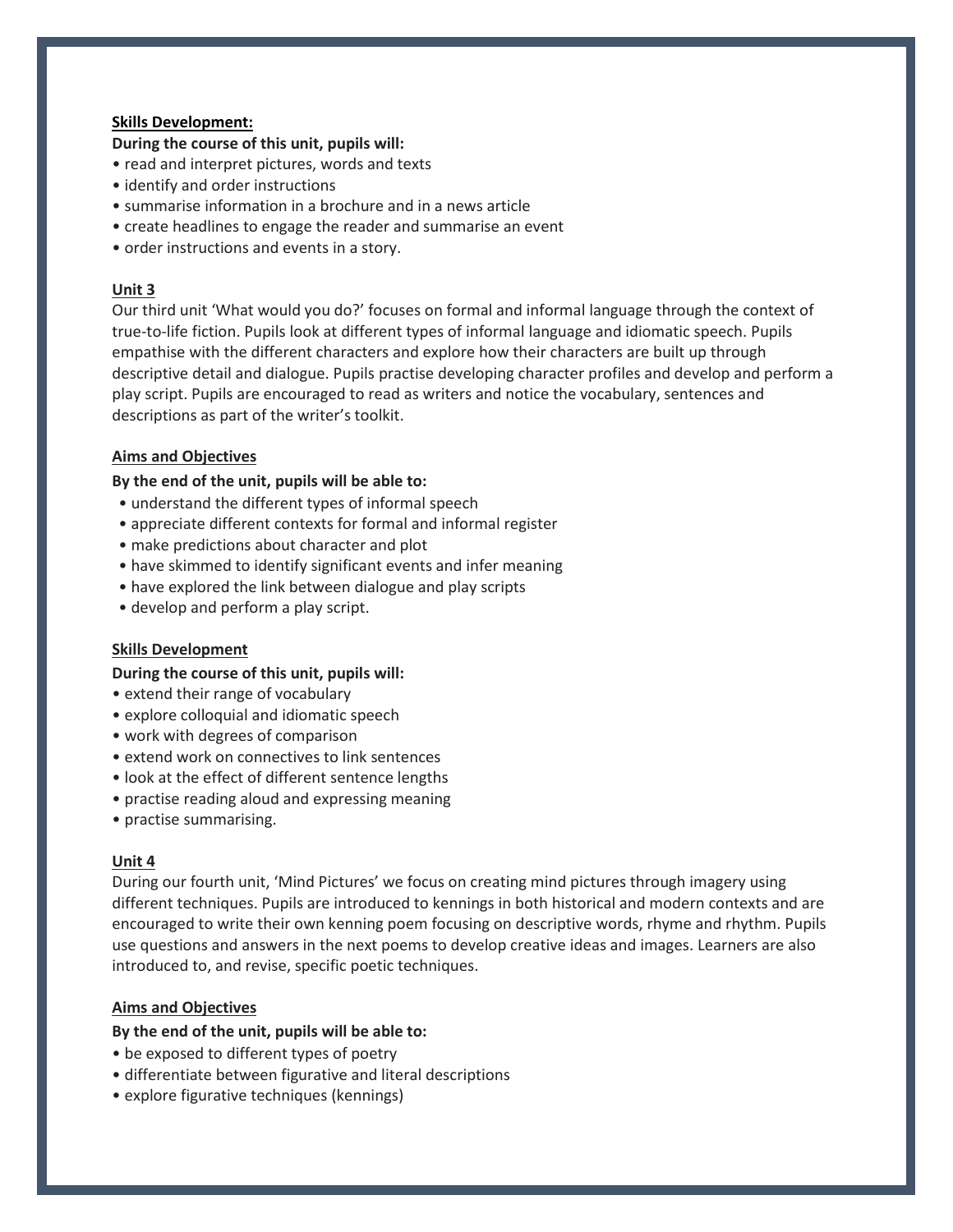**Skills Development:**

**During the course of this unit, pupils will:**

- read and interpret pictures, words and texts
- identify and order instructions
- summarise information in a brochure and in a news article
- create headlines to engage the reader and summarise an event
- order instructions and events in a story.

**Unit 3**

Our third unit 'What would you do?' focuses on formal and informal language through the context of true-to-life fiction. Pupils look at different types of informal language and idiomatic speech. Pupils empathise with the different characters and explore how their characters are built up through descriptive detail and dialogue. Pupils practise developing character profiles and develop and perform a play script. Pupils are encouraged to read as writers and notice the vocabulary, sentences and descriptions as part of the writer's toolkit.

**Aims and Objectives**

**By the end of the unit, pupils will be able to:**

- understand the different types of informal speech
- appreciate different contexts for formal and informal register
- make predictions about character and plot
- have skimmed to identify significant events and infer meaning
- have explored the link between dialogue and play scripts
- develop and perform a play script.

**Skills Development**

**During the course of this unit, pupils will:**

- extend their range of vocabulary
- explore colloquial and idiomatic speech
- work with degrees of comparison
- extend work on connectives to link sentences
- look at the effect of different sentence lengths
- practise reading aloud and expressing meaning
- practise summarising.

**Unit 4**

During our fourth unit, 'Mind Pictures' we focus on creating mind pictures through imagery using different techniques. Pupils are introduced to kennings in both historical and modern contexts and are encouraged to write their own kenning poem focusing on descriptive words, rhyme and rhythm. Pupils use questions and answers in the next poems to develop creative ideas and images. Learners are also introduced to, and revise, specific poetic techniques.

**Aims and Objectives**

**By the end of the unit, pupils will be able to:**

- be exposed to different types of poetry
- differentiate between figurative and literal descriptions
- explore figurative techniques (kennings)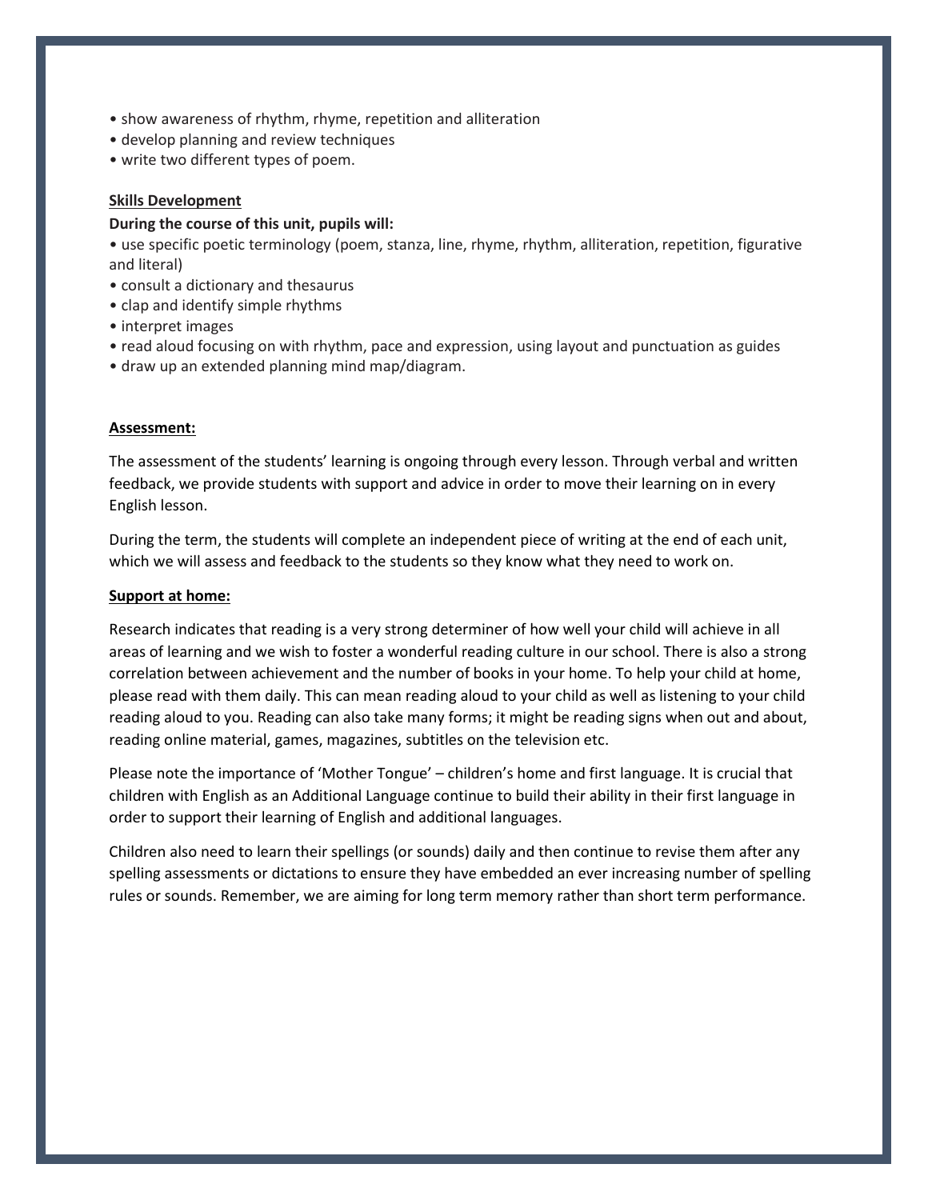- show awareness of rhythm, rhyme, repetition and alliteration
- develop planning and review techniques
- write two different types of poem.

**Skills Development**

**During the course of this unit, pupils will:**

- use specific poetic terminology (poem, stanza, line, rhyme, rhythm, alliteration, repetition, figurative and literal)
- consult a dictionary and thesaurus
- clap and identify simple rhythms
- interpret images
- read aloud focusing on with rhythm, pace and expression, using layout and punctuation as guides
- draw up an extended planning mind map/diagram.

**Assessment:**

The assessment of the students' learning is ongoing through every lesson. Through verbal and written feedback, we provide students with support and advice in order to move their learning on in every English lesson.

During the term, the students will complete an independent piece of writing at the end of each unit, which we will assess and feedback to the students so they know what they need to work on.

**Support at home:**

Research indicates that reading is a very strong determiner of how well your child will achieve in all areas of learning and we wish to foster a wonderful reading culture in our school. There is also a strong correlation between achievement and the number of books in your home. To help your child at home, please read with them daily. This can mean reading aloud to your child as well as listening to your child reading aloud to you. Reading can also take many forms; it might be reading signs when out and about, reading online material, games, magazines, subtitles on the television etc.

Please note the importance of 'Mother Tongue' – children's home and first language. It is crucial that children with English as an Additional Language continue to build their ability in their first language in order to support their learning of English and additional languages.

Children also need to learn their spellings (or sounds) daily and then continue to revise them after any spelling assessments or dictations to ensure they have embedded an ever increasing number of spelling rules or sounds. Remember, we are aiming for long term memory rather than short term performance.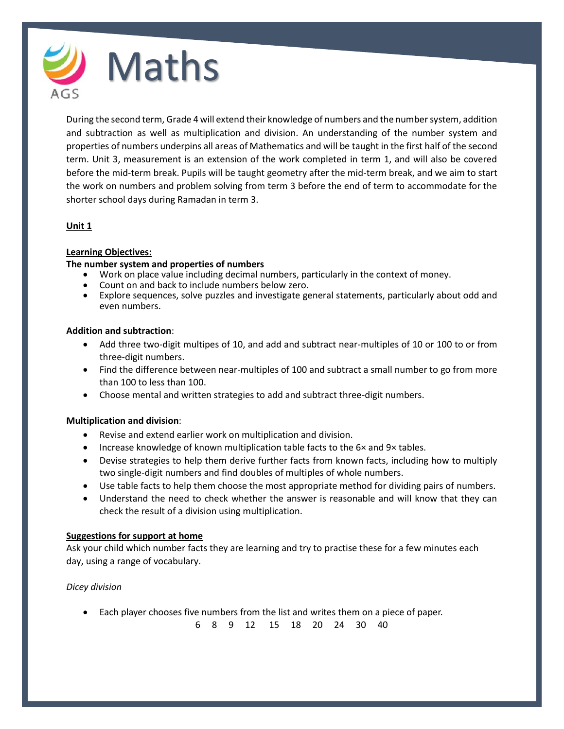# Maths

During the second term, Grade 4 will extend their knowledge of numbers and the number system, addition and subtraction as well as multiplication and division. An understanding of the number system and properties of numbers underpins all areas of Mathematics and will be taught in the first half of the second term. Unit 3, measurement is an extension of the work completed in term 1, and will also be covered before the mid-term break. Pupils will be taught geometry after the mid-term break, and we aim to start the work on numbers and problem solving from term 3 before the end of term to accommodate for the shorter school days during Ramadan in term 3.

**Unit 1**

**Learning Objectives:**

**The number system and properties of numbers**

- Work on place value including decimal numbers, particularly in the context of money.
- Count on and back to include numbers below zero.
- Explore sequences, solve puzzles and investigate general statements, particularly about odd and even numbers.

**Addition and subtraction**:

- Add three two-digit multipes of 10, and add and subtract near-multiples of 10 or 100 to or from three-digit numbers.
- Find the difference between near-multiples of 100 and subtract a small number to go from more than 100 to less than 100.
- Choose mental and written strategies to add and subtract three-digit numbers.

**Multiplication and division**:

- Revise and extend earlier work on multiplication and division.
- Increase knowledge of known multiplication table facts to the 6× and 9× tables.
- Devise strategies to help them derive further facts from known facts, including how to multiply two single-digit numbers and find doubles of multiples of whole numbers.
- Use table facts to help them choose the most appropriate method for dividing pairs of numbers.
- Understand the need to check whether the answer is reasonable and will know that they can check the result of a division using multiplication.

**Suggestions for support at home**

Ask your child which number facts they are learning and try to practise these for a few minutes each day, using a range of vocabulary.

*Dicey division*

- Each player chooses five numbers from the list and writes them on a piece of paper.

  6 8 9 12 15 18 20 24 30 40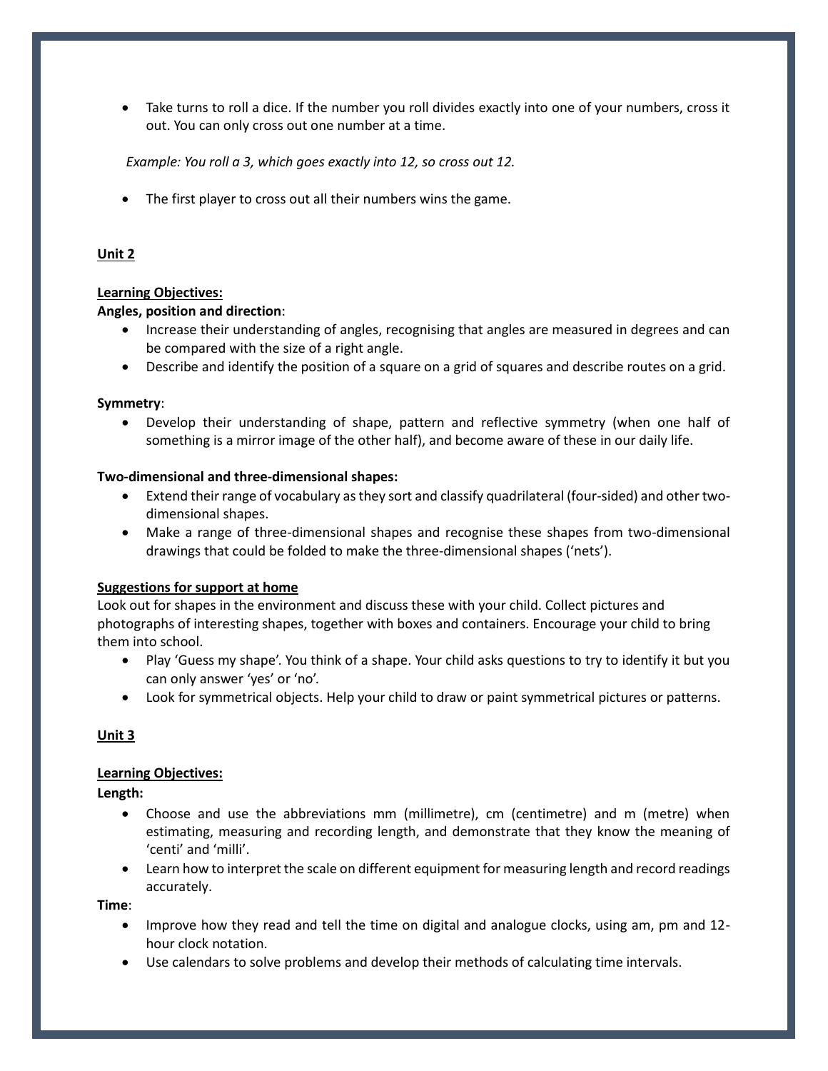- Take turns to roll a dice. If the number you roll divides exactly into one of your numbers, cross it out. You can only cross out one number at a time.

*Example: You roll a 3, which goes exactly into 12, so cross out 12.*

- The first player to cross out all their numbers wins the game.

## Unit 2

**Learning Objectives:**

**Angles, position and direction**:

- Increase their understanding of angles, recognising that angles are measured in degrees and can be compared with the size of a right angle.
- Describe and identify the position of a square on a grid of squares and describe routes on a grid.

**Symmetry**:

- Develop their understanding of shape, pattern and reflective symmetry (when one half of something is a mirror image of the other half), and become aware of these in our daily life.

**Two-dimensional and three-dimensional shapes:**

- Extend their range of vocabulary as they sort and classify quadrilateral (four-sided) and other two-dimensional shapes.
- Make a range of three-dimensional shapes and recognise these shapes from two-dimensional drawings that could be folded to make the three-dimensional shapes ('nets').

**Suggestions for support at home**

Look out for shapes in the environment and discuss these with your child. Collect pictures and photographs of interesting shapes, together with boxes and containers. Encourage your child to bring them into school.

- Play 'Guess my shape'. You think of a shape. Your child asks questions to try to identify it but you can only answer 'yes' or 'no'.
- Look for symmetrical objects. Help your child to draw or paint symmetrical pictures or patterns.

## Unit 3

**Learning Objectives:**

**Length:**

- Choose and use the abbreviations mm (millimetre), cm (centimetre) and m (metre) when estimating, measuring and recording length, and demonstrate that they know the meaning of 'centi' and 'milli'.
- Learn how to interpret the scale on different equipment for measuring length and record readings accurately.

**Time**:

- Improve how they read and tell the time on digital and analogue clocks, using am, pm and 12-hour clock notation.
- Use calendars to solve problems and develop their methods of calculating time intervals.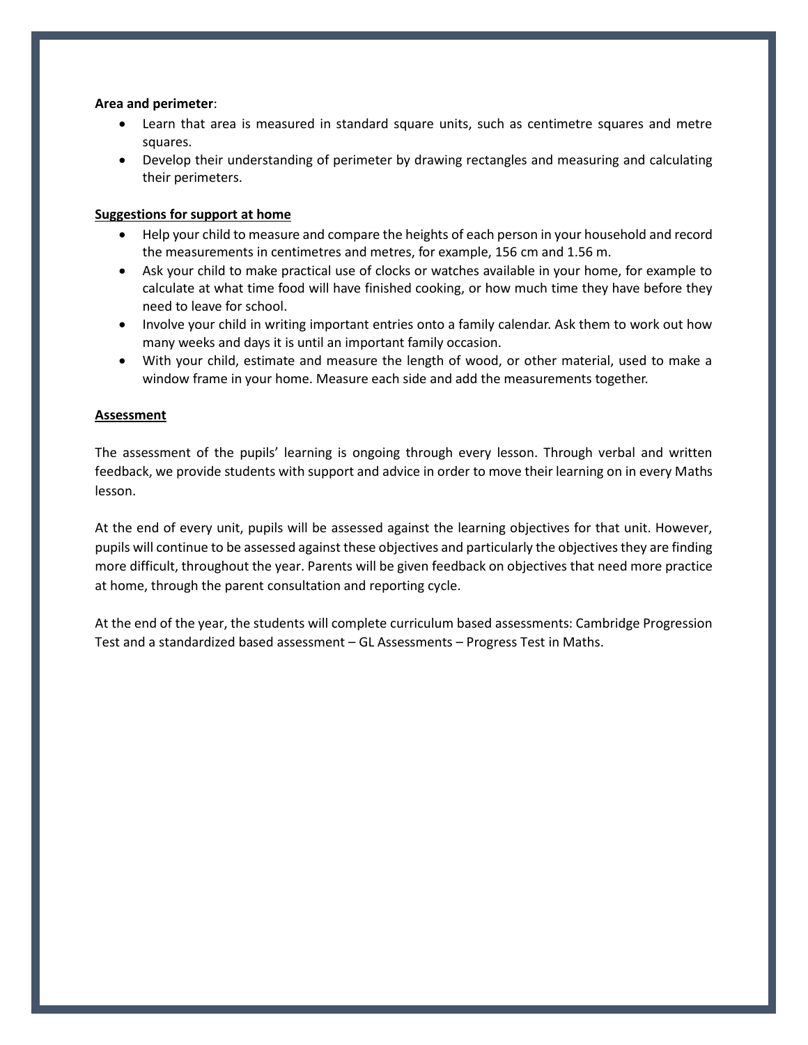**Area and perimeter**:

- Learn that area is measured in standard square units, such as centimetre squares and metre squares.
- Develop their understanding of perimeter by drawing rectangles and measuring and calculating their perimeters.

**Suggestions for support at home**

- Help your child to measure and compare the heights of each person in your household and record the measurements in centimetres and metres, for example, 156 cm and 1.56 m.
- Ask your child to make practical use of clocks or watches available in your home, for example to calculate at what time food will have finished cooking, or how much time they have before they need to leave for school.
- Involve your child in writing important entries onto a family calendar. Ask them to work out how many weeks and days it is until an important family occasion.
- With your child, estimate and measure the length of wood, or other material, used to make a window frame in your home. Measure each side and add the measurements together.

**Assessment**

The assessment of the pupils' learning is ongoing through every lesson. Through verbal and written feedback, we provide students with support and advice in order to move their learning on in every Maths lesson.

At the end of every unit, pupils will be assessed against the learning objectives for that unit. However, pupils will continue to be assessed against these objectives and particularly the objectives they are finding more difficult, throughout the year. Parents will be given feedback on objectives that need more practice at home, through the parent consultation and reporting cycle.

At the end of the year, the students will complete curriculum based assessments: Cambridge Progression Test and a standardized based assessment – GL Assessments – Progress Test in Maths.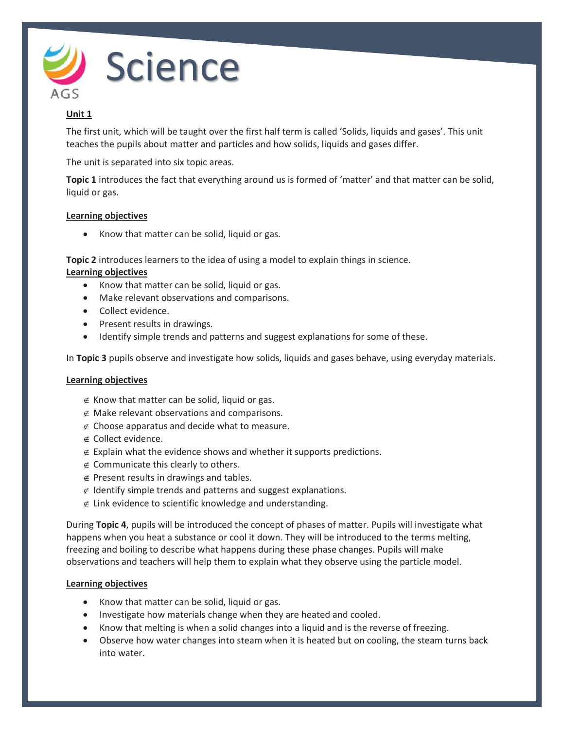# Science

AGS

**Unit 1**

The first unit, which will be taught over the first half term is called 'Solids, liquids and gases'. This unit teaches the pupils about matter and particles and how solids, liquids and gases differ.

The unit is separated into six topic areas.

**Topic 1** introduces the fact that everything around us is formed of 'matter' and that matter can be solid, liquid or gas.

**Learning objectives**

- Know that matter can be solid, liquid or gas.

**Topic 2** introduces learners to the idea of using a model to explain things in science.

**Learning objectives**

- Know that matter can be solid, liquid or gas.
- Make relevant observations and comparisons.
- Collect evidence.
- Present results in drawings.
- Identify simple trends and patterns and suggest explanations for some of these.

In **Topic 3** pupils observe and investigate how solids, liquids and gases behave, using everyday materials.

**Learning objectives**

- Know that matter can be solid, liquid or gas.
- Make relevant observations and comparisons.
- Choose apparatus and decide what to measure.
- Collect evidence.
- Explain what the evidence shows and whether it supports predictions.
- Communicate this clearly to others.
- Present results in drawings and tables.
- Identify simple trends and patterns and suggest explanations.
- Link evidence to scientific knowledge and understanding.

During **Topic 4**, pupils will be introduced the concept of phases of matter. Pupils will investigate what happens when you heat a substance or cool it down. They will be introduced to the terms melting, freezing and boiling to describe what happens during these phase changes. Pupils will make observations and teachers will help them to explain what they observe using the particle model.

**Learning objectives**

- Know that matter can be solid, liquid or gas.
- Investigate how materials change when they are heated and cooled.
- Know that melting is when a solid changes into a liquid and is the reverse of freezing.
- Observe how water changes into steam when it is heated but on cooling, the steam turns back into water.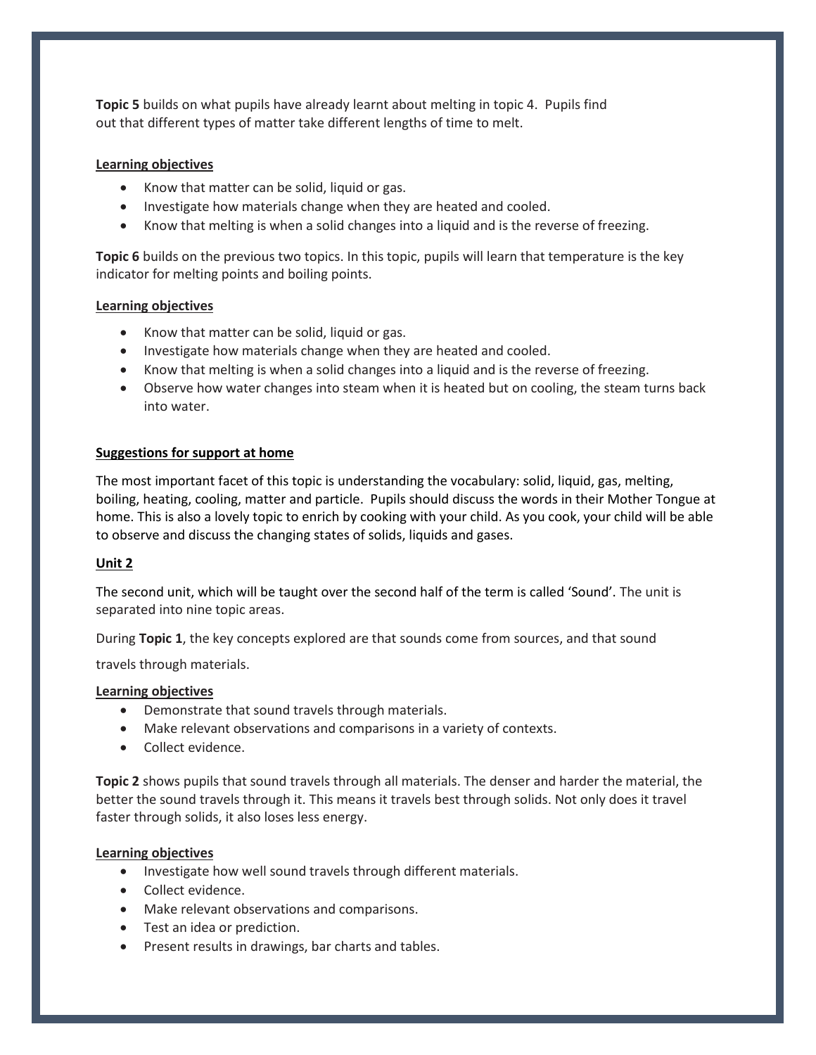**Topic 5** builds on what pupils have already learnt about melting in topic 4. Pupils find out that different types of matter take different lengths of time to melt.

**Learning objectives**

- Know that matter can be solid, liquid or gas.
- Investigate how materials change when they are heated and cooled.
- Know that melting is when a solid changes into a liquid and is the reverse of freezing.

**Topic 6** builds on the previous two topics. In this topic, pupils will learn that temperature is the key indicator for melting points and boiling points.

**Learning objectives**

- Know that matter can be solid, liquid or gas.
- Investigate how materials change when they are heated and cooled.
- Know that melting is when a solid changes into a liquid and is the reverse of freezing.
- Observe how water changes into steam when it is heated but on cooling, the steam turns back into water.

**Suggestions for support at home**

The most important facet of this topic is understanding the vocabulary: solid, liquid, gas, melting, boiling, heating, cooling, matter and particle. Pupils should discuss the words in their Mother Tongue at home. This is also a lovely topic to enrich by cooking with your child. As you cook, your child will be able to observe and discuss the changing states of solids, liquids and gases.

**Unit 2**

The second unit, which will be taught over the second half of the term is called 'Sound'. The unit is separated into nine topic areas.

During **Topic 1**, the key concepts explored are that sounds come from sources, and that sound travels through materials.

**Learning objectives**

- Demonstrate that sound travels through materials.
- Make relevant observations and comparisons in a variety of contexts.
- Collect evidence.

**Topic 2** shows pupils that sound travels through all materials. The denser and harder the material, the better the sound travels through it. This means it travels best through solids. Not only does it travel faster through solids, it also loses less energy.

**Learning objectives**

- Investigate how well sound travels through different materials.
- Collect evidence.
- Make relevant observations and comparisons.
- Test an idea or prediction.
- Present results in drawings, bar charts and tables.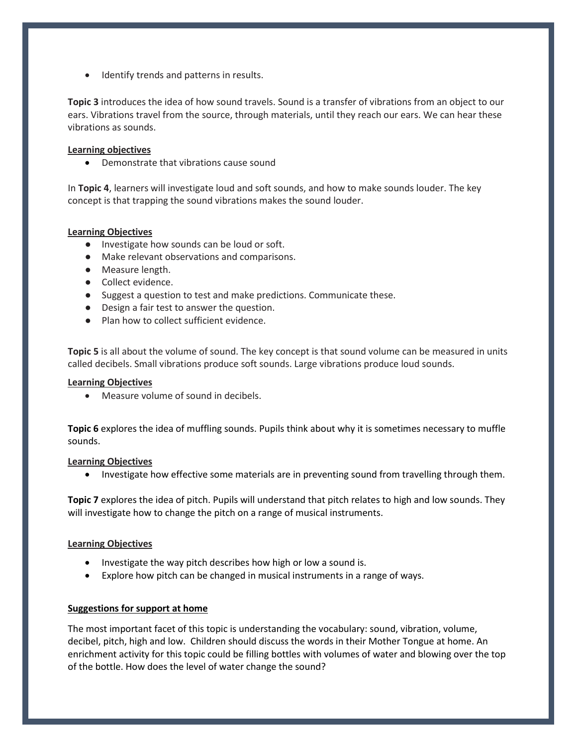- Identify trends and patterns in results.

**Topic 3** introduces the idea of how sound travels. Sound is a transfer of vibrations from an object to our ears. Vibrations travel from the source, through materials, until they reach our ears. We can hear these vibrations as sounds.

**Learning objectives**

- Demonstrate that vibrations cause sound

In **Topic 4**, learners will investigate loud and soft sounds, and how to make sounds louder. The key concept is that trapping the sound vibrations makes the sound louder.

**Learning Objectives**

- Investigate how sounds can be loud or soft.
- Make relevant observations and comparisons.
- Measure length.
- Collect evidence.
- Suggest a question to test and make predictions. Communicate these.
- Design a fair test to answer the question.
- Plan how to collect sufficient evidence.

**Topic 5** is all about the volume of sound. The key concept is that sound volume can be measured in units called decibels. Small vibrations produce soft sounds. Large vibrations produce loud sounds.

**Learning Objectives**

- Measure volume of sound in decibels.

**Topic 6** explores the idea of muffling sounds. Pupils think about why it is sometimes necessary to muffle sounds.

**Learning Objectives**

- Investigate how effective some materials are in preventing sound from travelling through them.

**Topic 7** explores the idea of pitch. Pupils will understand that pitch relates to high and low sounds. They will investigate how to change the pitch on a range of musical instruments.

**Learning Objectives**

- Investigate the way pitch describes how high or low a sound is.
- Explore how pitch can be changed in musical instruments in a range of ways.

**Suggestions for support at home**

The most important facet of this topic is understanding the vocabulary: sound, vibration, volume, decibel, pitch, high and low. Children should discuss the words in their Mother Tongue at home. An enrichment activity for this topic could be filling bottles with volumes of water and blowing over the top of the bottle. How does the level of water change the sound?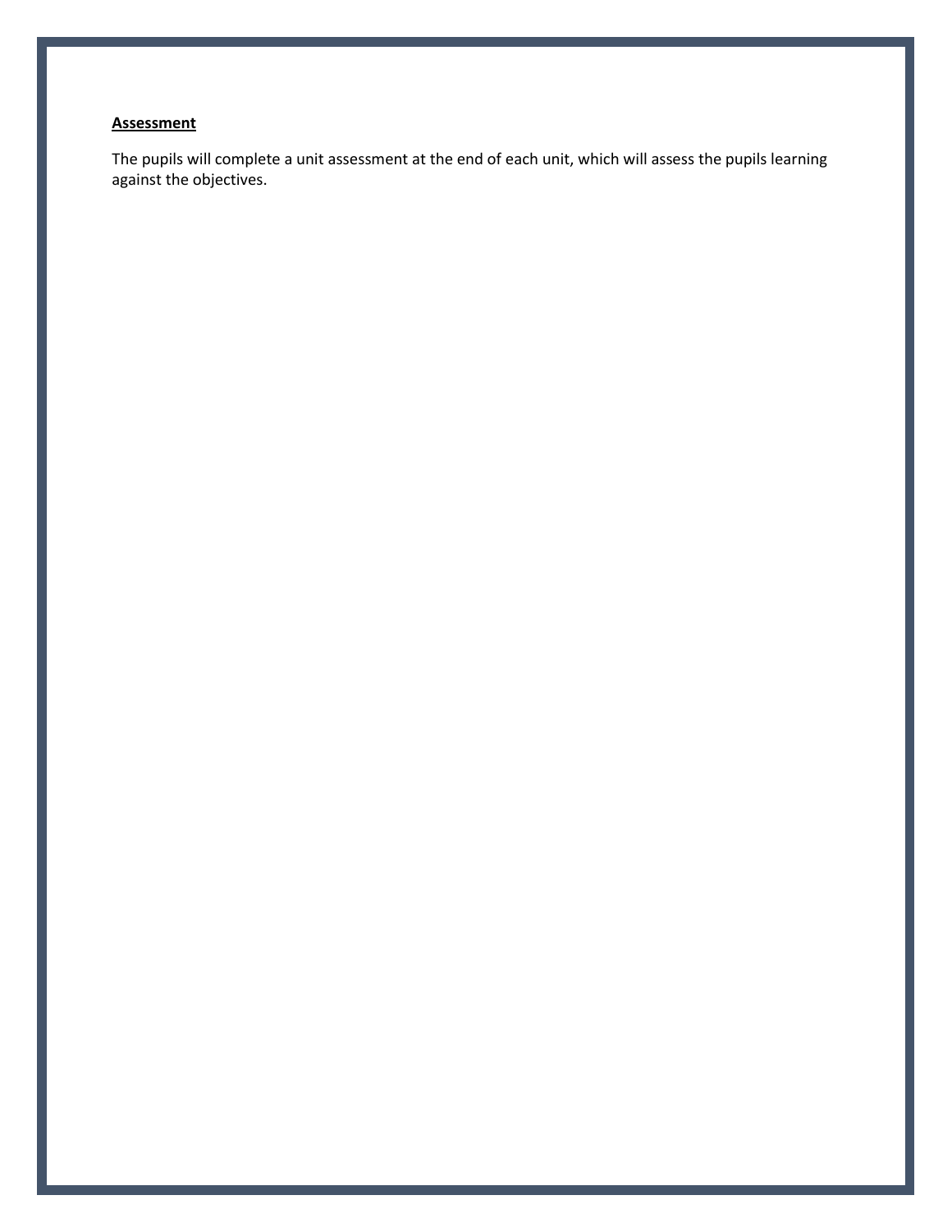**Assessment**

The pupils will complete a unit assessment at the end of each unit, which will assess the pupils learning against the objectives.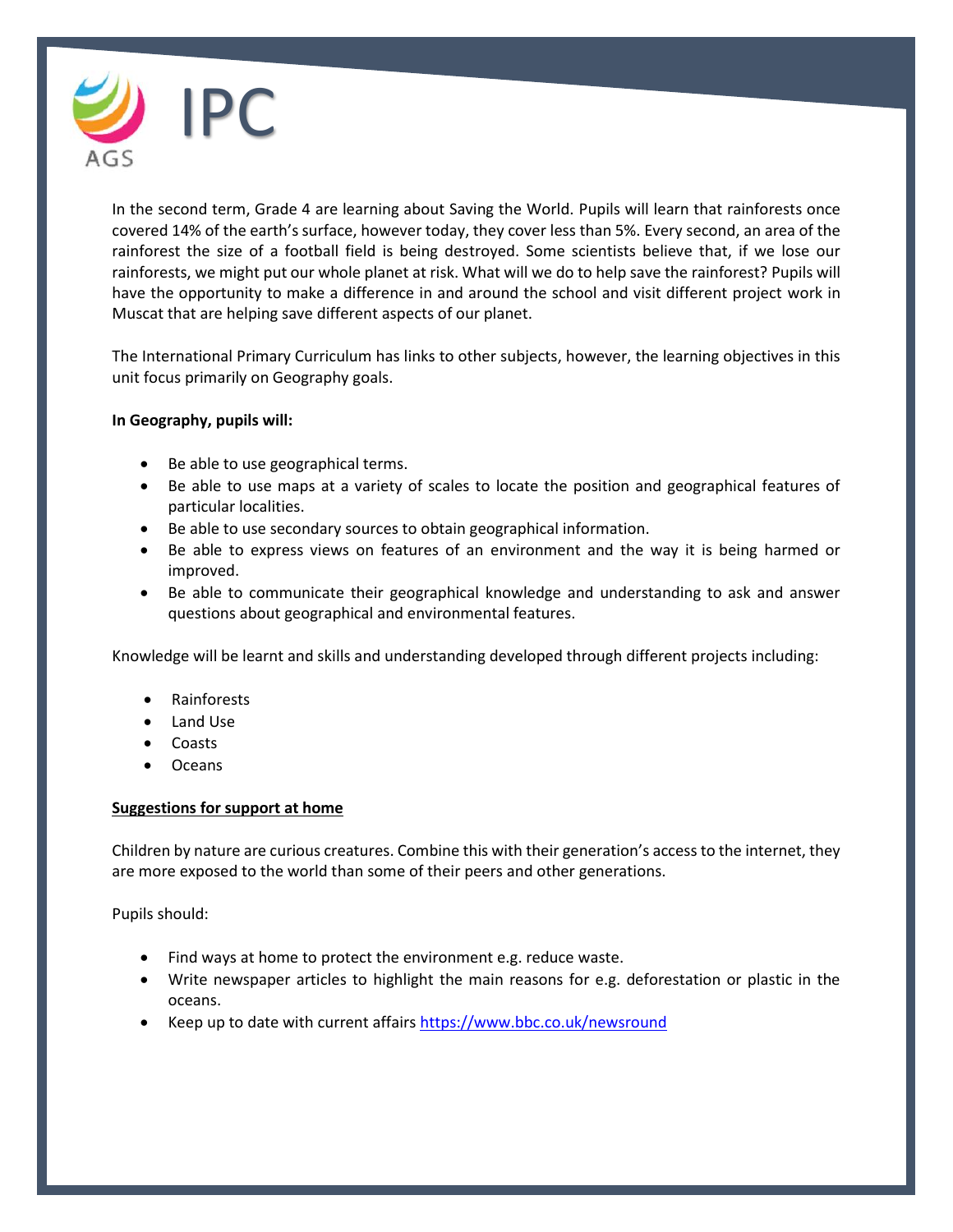# IPC

In the second term, Grade 4 are learning about Saving the World. Pupils will learn that rainforests once covered 14% of the earth's surface, however today, they cover less than 5%. Every second, an area of the rainforest the size of a football field is being destroyed. Some scientists believe that, if we lose our rainforests, we might put our whole planet at risk. What will we do to help save the rainforest? Pupils will have the opportunity to make a difference in and around the school and visit different project work in Muscat that are helping save different aspects of our planet.

The International Primary Curriculum has links to other subjects, however, the learning objectives in this unit focus primarily on Geography goals.

**In Geography, pupils will:**

- Be able to use geographical terms.
- Be able to use maps at a variety of scales to locate the position and geographical features of particular localities.
- Be able to use secondary sources to obtain geographical information.
- Be able to express views on features of an environment and the way it is being harmed or improved.
- Be able to communicate their geographical knowledge and understanding to ask and answer questions about geographical and environmental features.

Knowledge will be learnt and skills and understanding developed through different projects including:

- Rainforests
- Land Use
- Coasts
- Oceans

**Suggestions for support at home**

Children by nature are curious creatures. Combine this with their generation's access to the internet, they are more exposed to the world than some of their peers and other generations.

Pupils should:

- Find ways at home to protect the environment e.g. reduce waste.
- Write newspaper articles to highlight the main reasons for e.g. deforestation or plastic in the oceans.
- Keep up to date with current affairs https://www.bbc.co.uk/newsround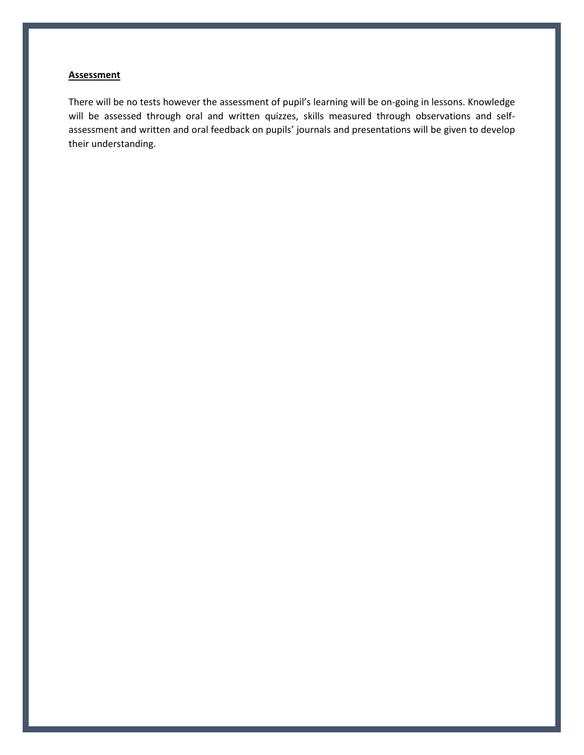**Assessment**

There will be no tests however the assessment of pupil's learning will be on-going in lessons. Knowledge will be assessed through oral and written quizzes, skills measured through observations and self-assessment and written and oral feedback on pupils' journals and presentations will be given to develop their understanding.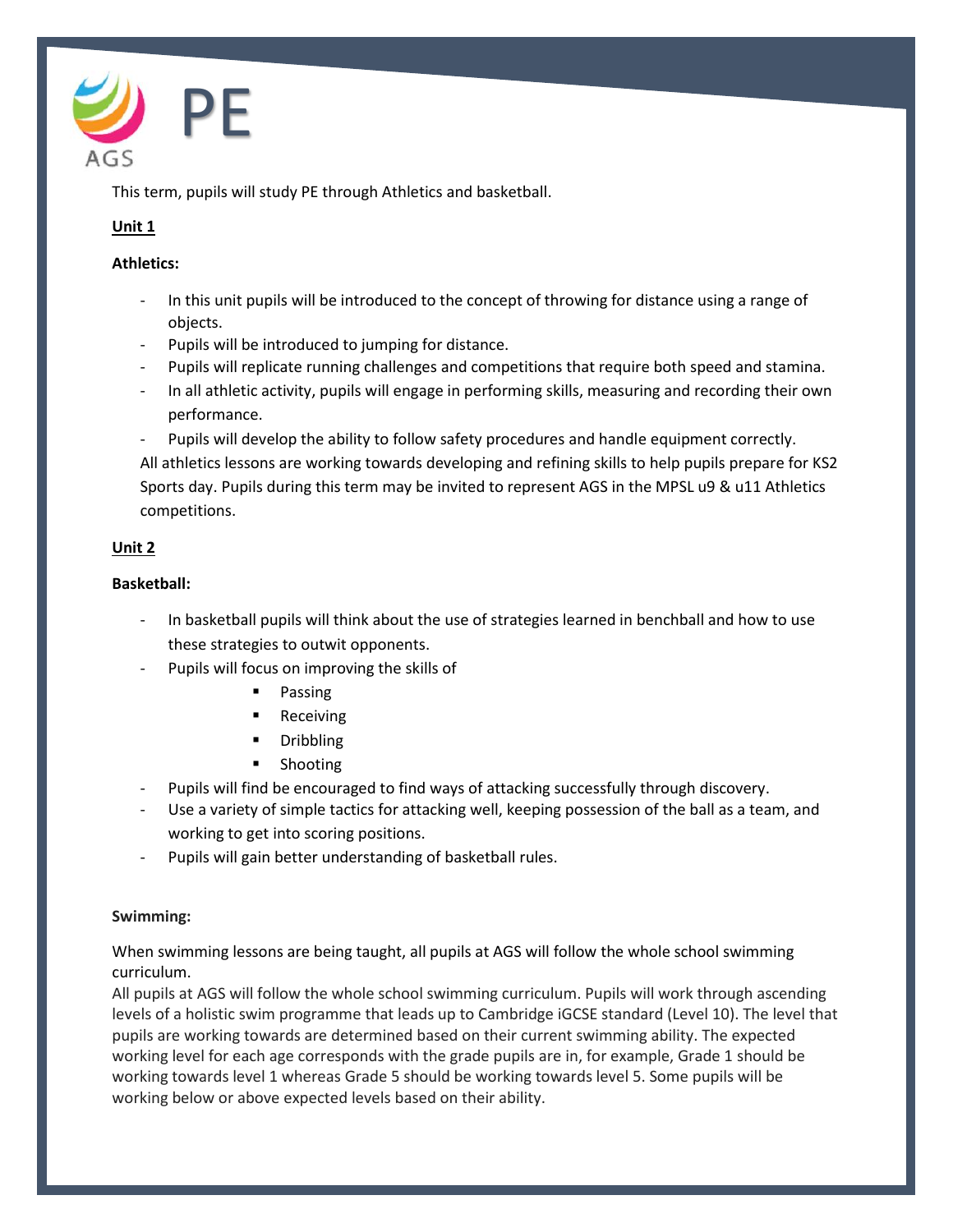# PE

AGS

This term, pupils will study PE through Athletics and basketball.

**Unit 1**

**Athletics:**

- In this unit pupils will be introduced to the concept of throwing for distance using a range of objects.
- Pupils will be introduced to jumping for distance.
- Pupils will replicate running challenges and competitions that require both speed and stamina.
- In all athletic activity, pupils will engage in performing skills, measuring and recording their own performance.
- Pupils will develop the ability to follow safety procedures and handle equipment correctly.

All athletics lessons are working towards developing and refining skills to help pupils prepare for KS2 Sports day. Pupils during this term may be invited to represent AGS in the MPSL u9 & u11 Athletics competitions.

**Unit 2**

**Basketball:**

- In basketball pupils will think about the use of strategies learned in benchball and how to use these strategies to outwit opponents.
- Pupils will focus on improving the skills of
    - Passing
    - Receiving
    - Dribbling
    - Shooting
- Pupils will find be encouraged to find ways of attacking successfully through discovery.
- Use a variety of simple tactics for attacking well, keeping possession of the ball as a team, and working to get into scoring positions.
- Pupils will gain better understanding of basketball rules.

**Swimming:**

When swimming lessons are being taught, all pupils at AGS will follow the whole school swimming curriculum.

All pupils at AGS will follow the whole school swimming curriculum. Pupils will work through ascending levels of a holistic swim programme that leads up to Cambridge iGCSE standard (Level 10). The level that pupils are working towards are determined based on their current swimming ability. The expected working level for each age corresponds with the grade pupils are in, for example, Grade 1 should be working towards level 1 whereas Grade 5 should be working towards level 5. Some pupils will be working below or above expected levels based on their ability.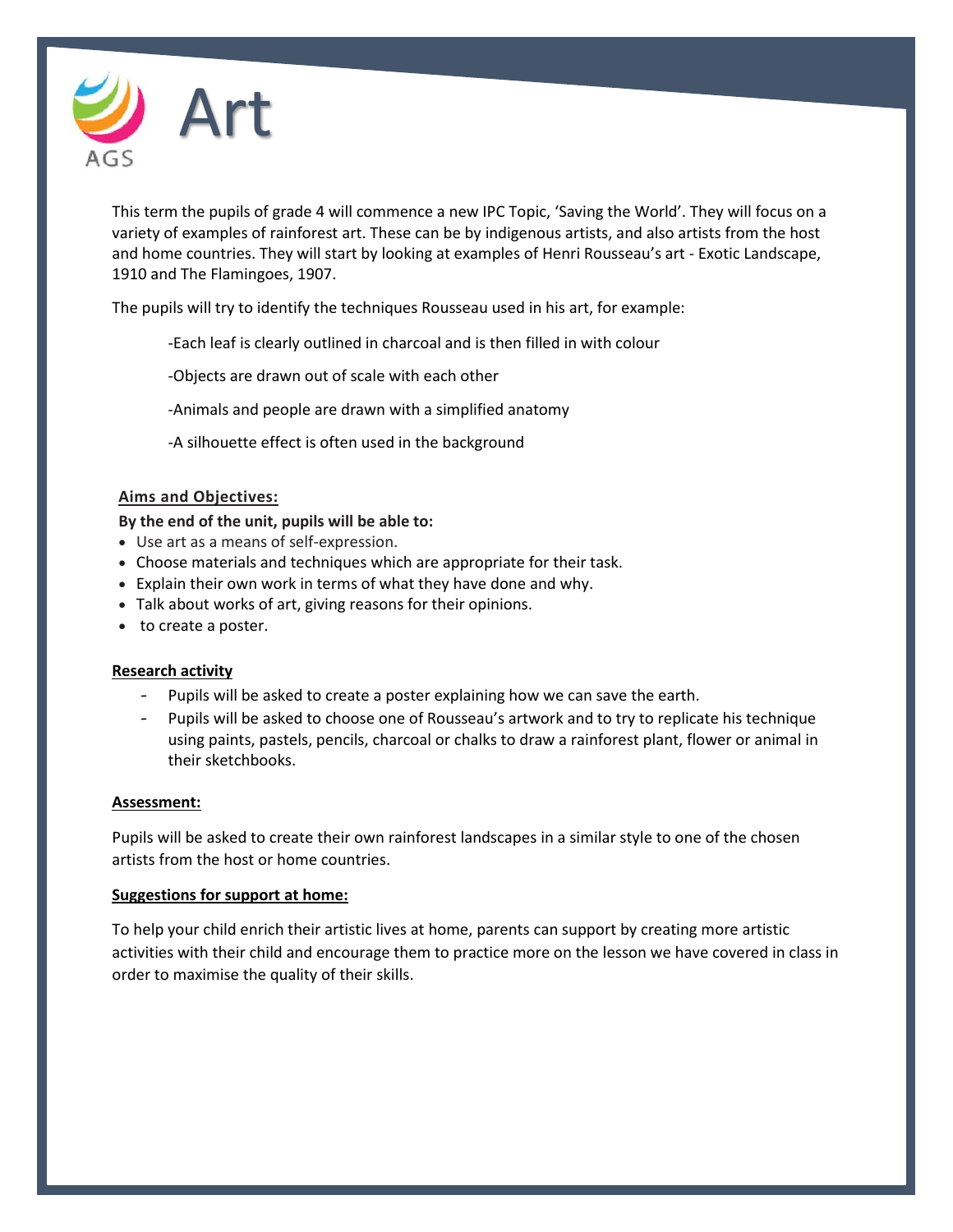# Art

This term the pupils of grade 4 will commence a new IPC Topic, 'Saving the World'. They will focus on a variety of examples of rainforest art. These can be by indigenous artists, and also artists from the host and home countries. They will start by looking at examples of Henri Rousseau's art - Exotic Landscape, 1910 and The Flamingoes, 1907.

The pupils will try to identify the techniques Rousseau used in his art, for example:

-Each leaf is clearly outlined in charcoal and is then filled in with colour

-Objects are drawn out of scale with each other

-Animals and people are drawn with a simplified anatomy

-A silhouette effect is often used in the background

**Aims and Objectives:**

**By the end of the unit, pupils will be able to:**

- Use art as a means of self-expression.
- Choose materials and techniques which are appropriate for their task.
- Explain their own work in terms of what they have done and why.
- Talk about works of art, giving reasons for their opinions.
- to create a poster.

**Research activity**

- Pupils will be asked to create a poster explaining how we can save the earth.
- Pupils will be asked to choose one of Rousseau's artwork and to try to replicate his technique using paints, pastels, pencils, charcoal or chalks to draw a rainforest plant, flower or animal in their sketchbooks.

**Assessment:**

Pupils will be asked to create their own rainforest landscapes in a similar style to one of the chosen artists from the host or home countries.

**Suggestions for support at home:**

To help your child enrich their artistic lives at home, parents can support by creating more artistic activities with their child and encourage them to practice more on the lesson we have covered in class in order to maximise the quality of their skills.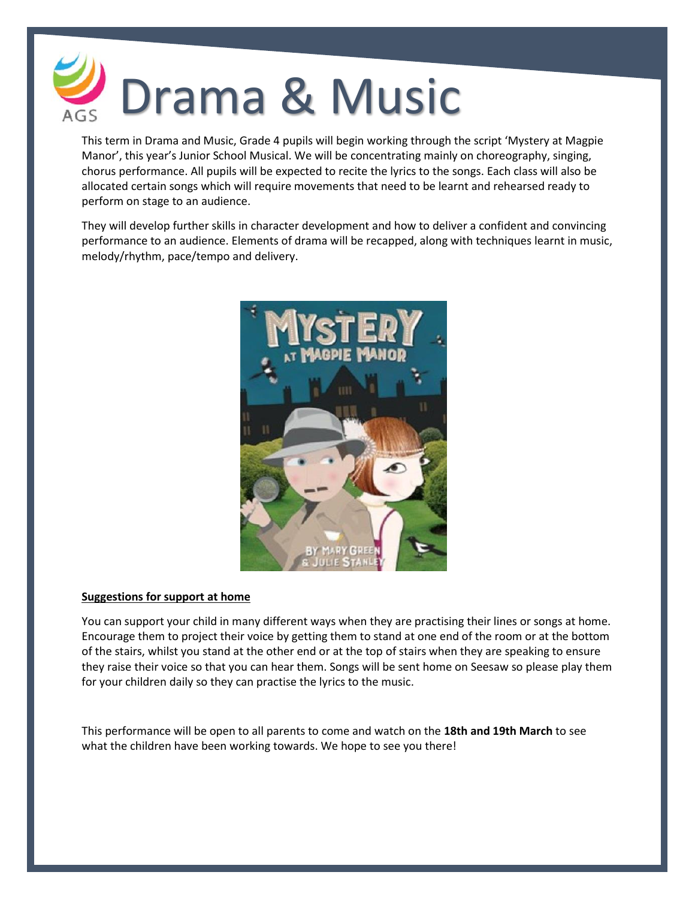# Drama & Music

This term in Drama and Music, Grade 4 pupils will begin working through the script 'Mystery at Magpie Manor', this year's Junior School Musical. We will be concentrating mainly on choreography, singing, chorus performance. All pupils will be expected to recite the lyrics to the songs. Each class will also be allocated certain songs which will require movements that need to be learnt and rehearsed ready to perform on stage to an audience.

They will develop further skills in character development and how to deliver a confident and convincing performance to an audience. Elements of drama will be recapped, along with techniques learnt in music, melody/rhythm, pace/tempo and delivery.

**Suggestions for support at home**

You can support your child in many different ways when they are practising their lines or songs at home. Encourage them to project their voice by getting them to stand at one end of the room or at the bottom of the stairs, whilst you stand at the other end or at the top of stairs when they are speaking to ensure they raise their voice so that you can hear them. Songs will be sent home on Seesaw so please play them for your children daily so they can practise the lyrics to the music.

This performance will be open to all parents to come and watch on the **18th and 19th March** to see what the children have been working towards. We hope to see you there!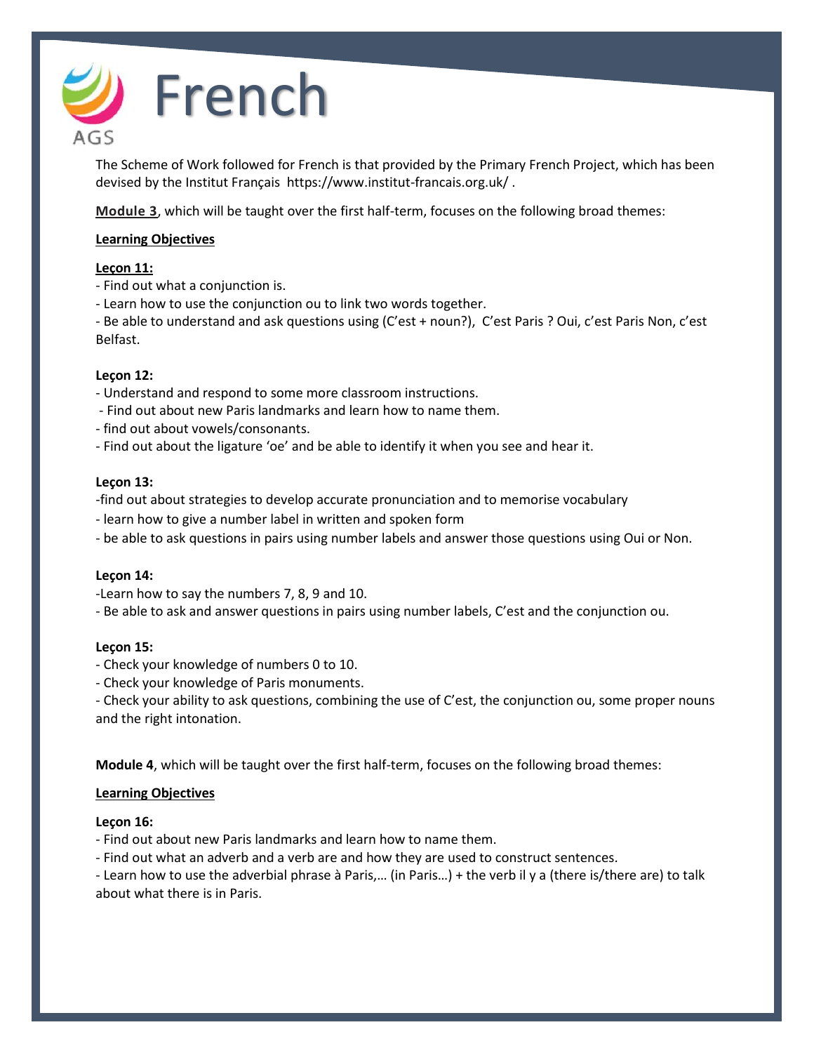# French

The Scheme of Work followed for French is that provided by the Primary French Project, which has been devised by the Institut Français https://www.institut-francais.org.uk/ .

**Module 3**, which will be taught over the first half-term, focuses on the following broad themes:

**Learning Objectives**

**Leçon 11:**

- Find out what a conjunction is.
- Learn how to use the conjunction ou to link two words together.
- Be able to understand and ask questions using (C'est + noun?), C'est Paris ? Oui, c'est Paris Non, c'est Belfast.

**Leçon 12:**

- Understand and respond to some more classroom instructions.
- Find out about new Paris landmarks and learn how to name them.
- find out about vowels/consonants.
- Find out about the ligature 'oe' and be able to identify it when you see and hear it.

**Leçon 13:**

- find out about strategies to develop accurate pronunciation and to memorise vocabulary
- learn how to give a number label in written and spoken form
- be able to ask questions in pairs using number labels and answer those questions using Oui or Non.

**Leçon 14:**

- Learn how to say the numbers 7, 8, 9 and 10.
- Be able to ask and answer questions in pairs using number labels, C'est and the conjunction ou.

**Leçon 15:**

- Check your knowledge of numbers 0 to 10.
- Check your knowledge of Paris monuments.
- Check your ability to ask questions, combining the use of C'est, the conjunction ou, some proper nouns and the right intonation.

**Module 4**, which will be taught over the first half-term, focuses on the following broad themes:

**Learning Objectives**

**Leçon 16:**

- Find out about new Paris landmarks and learn how to name them.
- Find out what an adverb and a verb are and how they are used to construct sentences.
- Learn how to use the adverbial phrase à Paris,… (in Paris…) + the verb il y a (there is/there are) to talk about what there is in Paris.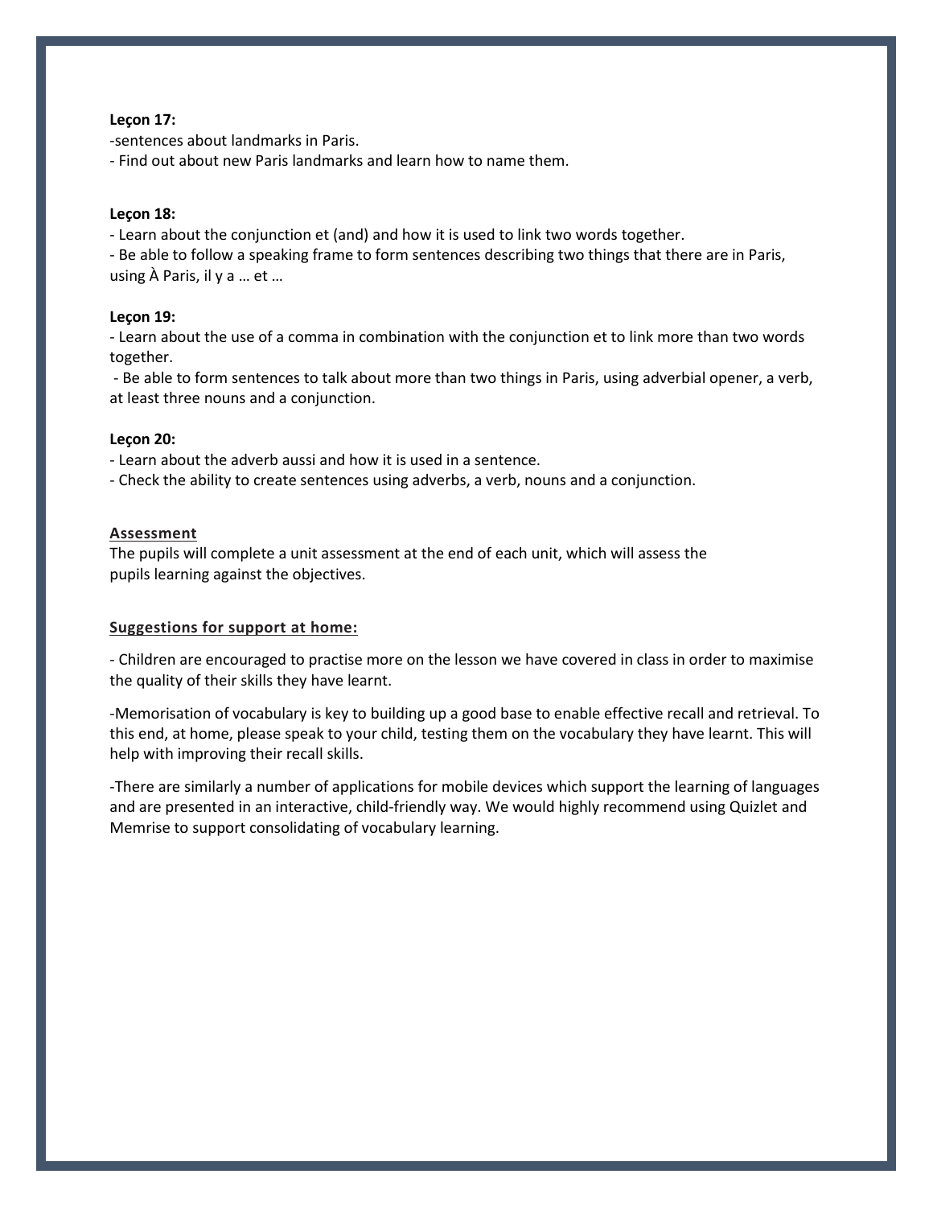**Leçon 17:**

-sentences about landmarks in Paris.

- Find out about new Paris landmarks and learn how to name them.

**Leçon 18:**

- Learn about the conjunction et (and) and how it is used to link two words together.
- Be able to follow a speaking frame to form sentences describing two things that there are in Paris, using À Paris, il y a … et …

**Leçon 19:**

- Learn about the use of a comma in combination with the conjunction et to link more than two words together.
- Be able to form sentences to talk about more than two things in Paris, using adverbial opener, a verb, at least three nouns and a conjunction.

**Leçon 20:**

- Learn about the adverb aussi and how it is used in a sentence.
- Check the ability to create sentences using adverbs, a verb, nouns and a conjunction.

**Assessment**

The pupils will complete a unit assessment at the end of each unit, which will assess the pupils learning against the objectives.

**Suggestions for support at home:**

- Children are encouraged to practise more on the lesson we have covered in class in order to maximise the quality of their skills they have learnt.

-Memorisation of vocabulary is key to building up a good base to enable effective recall and retrieval. To this end, at home, please speak to your child, testing them on the vocabulary they have learnt. This will help with improving their recall skills.

-There are similarly a number of applications for mobile devices which support the learning of languages and are presented in an interactive, child-friendly way. We would highly recommend using Quizlet and Memrise to support consolidating of vocabulary learning.